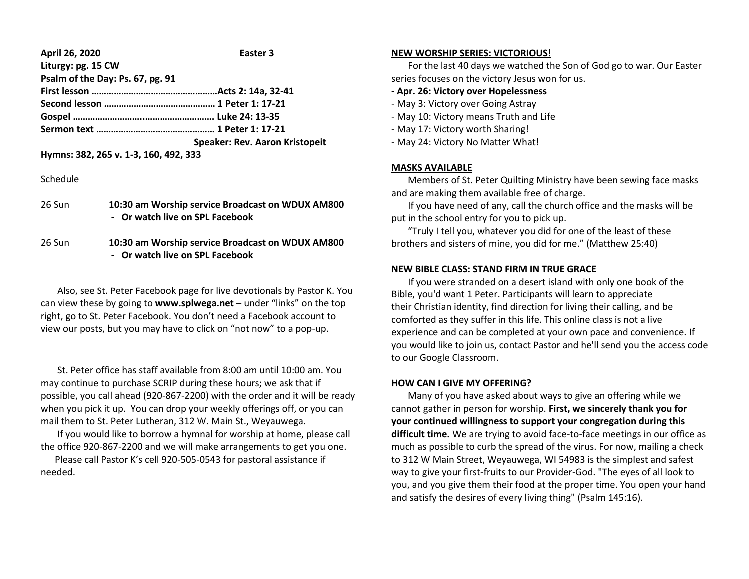**April 26, 2020** **Easter 3**

**Liturgy: pg. 15 CW**

**Psalm of the Day: Ps. 67, pg. 91**

**First lesson ……………………………………………Acts 2: 14a, 32-41**

**Second lesson ……………………………………… 1 Peter 1: 17-21**

**Gospel …………………….……………………….. Luke 24: 13-35**

**Sermon text ………………………………………… 1 Peter 1: 17-21**

**Speaker: Rev. Aaron Kristopeit**

**Hymns: 382, 265 v. 1-3, 160, 492, 333**

Schedule

26 Sun **10:30 am Worship service Broadcast on WDUX AM800**
- **Or watch live on SPL Facebook**

26 Sun **10:30 am Worship service Broadcast on WDUX AM800**
- **Or watch live on SPL Facebook**

Also, see St. Peter Facebook page for live devotionals by Pastor K. You can view these by going to **www.splwega.net** – under "links" on the top right, go to St. Peter Facebook. You don't need a Facebook account to view our posts, but you may have to click on "not now" to a pop-up.

St. Peter office has staff available from 8:00 am until 10:00 am. You may continue to purchase SCRIP during these hours; we ask that if possible, you call ahead (920-867-2200) with the order and it will be ready when you pick it up. You can drop your weekly offerings off, or you can mail them to St. Peter Lutheran, 312 W. Main St., Weyauwega.

If you would like to borrow a hymnal for worship at home, please call the office 920-867-2200 and we will make arrangements to get you one.

Please call Pastor K's cell 920-505-0543 for pastoral assistance if needed.

**NEW WORSHIP SERIES: VICTORIOUS!**

For the last 40 days we watched the Son of God go to war. Our Easter series focuses on the victory Jesus won for us.

- **Apr. 26: Victory over Hopelessness**
- May 3: Victory over Going Astray
- May 10: Victory means Truth and Life
- May 17: Victory worth Sharing!
- May 24: Victory No Matter What!

**MASKS AVAILABLE**

Members of St. Peter Quilting Ministry have been sewing face masks and are making them available free of charge.

If you have need of any, call the church office and the masks will be put in the school entry for you to pick up.

"Truly I tell you, whatever you did for one of the least of these brothers and sisters of mine, you did for me." (Matthew 25:40)

**NEW BIBLE CLASS: STAND FIRM IN TRUE GRACE**

If you were stranded on a desert island with only one book of the Bible, you'd want 1 Peter. Participants will learn to appreciate their Christian identity, find direction for living their calling, and be comforted as they suffer in this life. This online class is not a live experience and can be completed at your own pace and convenience. If you would like to join us, contact Pastor and he'll send you the access code to our Google Classroom.

**HOW CAN I GIVE MY OFFERING?**

Many of you have asked about ways to give an offering while we cannot gather in person for worship. **First, we sincerely thank you for your continued willingness to support your congregation during this difficult time.** We are trying to avoid face-to-face meetings in our office as much as possible to curb the spread of the virus. For now, mailing a check to 312 W Main Street, Weyauwega, WI 54983 is the simplest and safest way to give your first-fruits to our Provider-God. "The eyes of all look to you, and you give them their food at the proper time. You open your hand and satisfy the desires of every living thing" (Psalm 145:16).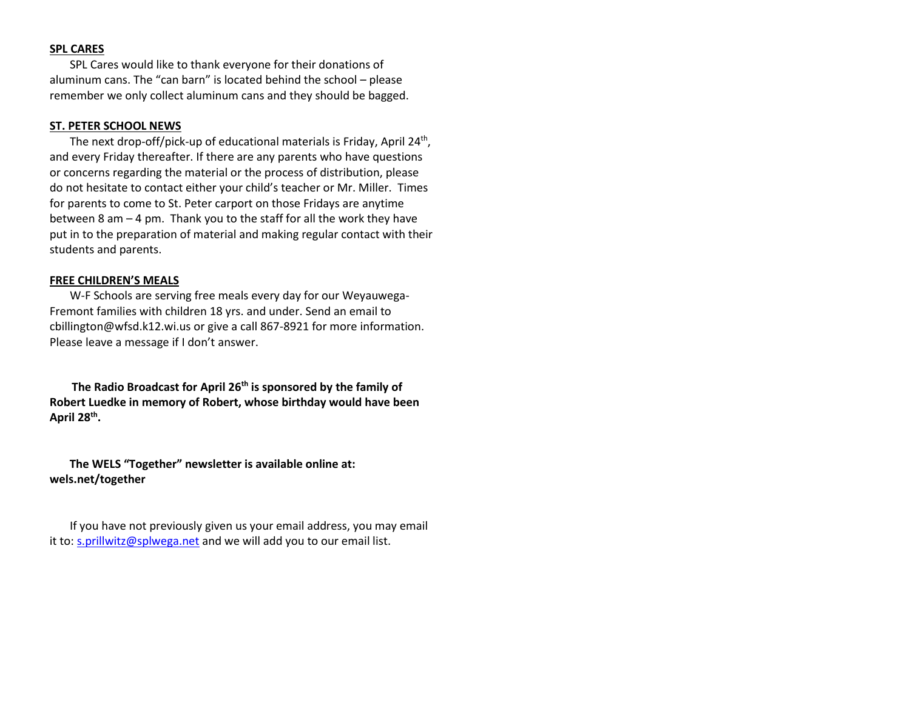**SPL CARES**

SPL Cares would like to thank everyone for their donations of aluminum cans. The "can barn" is located behind the school – please remember we only collect aluminum cans and they should be bagged.

**ST. PETER SCHOOL NEWS**

The next drop-off/pick-up of educational materials is Friday, April 24th, and every Friday thereafter. If there are any parents who have questions or concerns regarding the material or the process of distribution, please do not hesitate to contact either your child's teacher or Mr. Miller. Times for parents to come to St. Peter carport on those Fridays are anytime between 8 am – 4 pm. Thank you to the staff for all the work they have put in to the preparation of material and making regular contact with their students and parents.

**FREE CHILDREN'S MEALS**

W-F Schools are serving free meals every day for our Weyauwega-Fremont families with children 18 yrs. and under. Send an email to cbillington@wfsd.k12.wi.us or give a call 867-8921 for more information. Please leave a message if I don't answer.

**The Radio Broadcast for April 26th is sponsored by the family of Robert Luedke in memory of Robert, whose birthday would have been April 28th.**

**The WELS "Together" newsletter is available online at: wels.net/together**

If you have not previously given us your email address, you may email it to: s.prillwitz@splwega.net and we will add you to our email list.